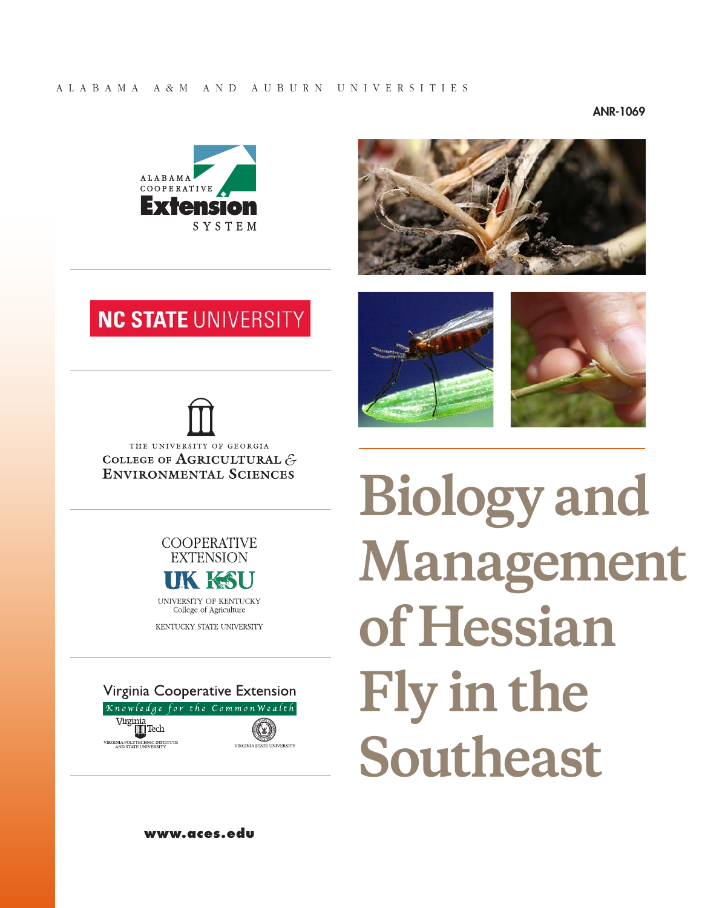ALABAMA A&M AND AUBURN UNIVERSITIES

ANR-1069

ALABAMA COOPERATIVE Extension SYSTEM

NC STATE UNIVERSITY

THE UNIVERSITY OF GEORGIA
COLLEGE OF AGRICULTURAL & ENVIRONMENTAL SCIENCES

COOPERATIVE EXTENSION
UK KSU
UNIVERSITY OF KENTUCKY
College of Agriculture
KENTUCKY STATE UNIVERSITY

Virginia Cooperative Extension
Knowledge for the CommonWealth
Virginia Tech
VIRGINIA POLYTECHNIC INSTITUTE AND STATE UNIVERSITY
VIRGINIA STATE UNIVERSITY

# Biology and Management of Hessian Fly in the Southeast

www.aces.edu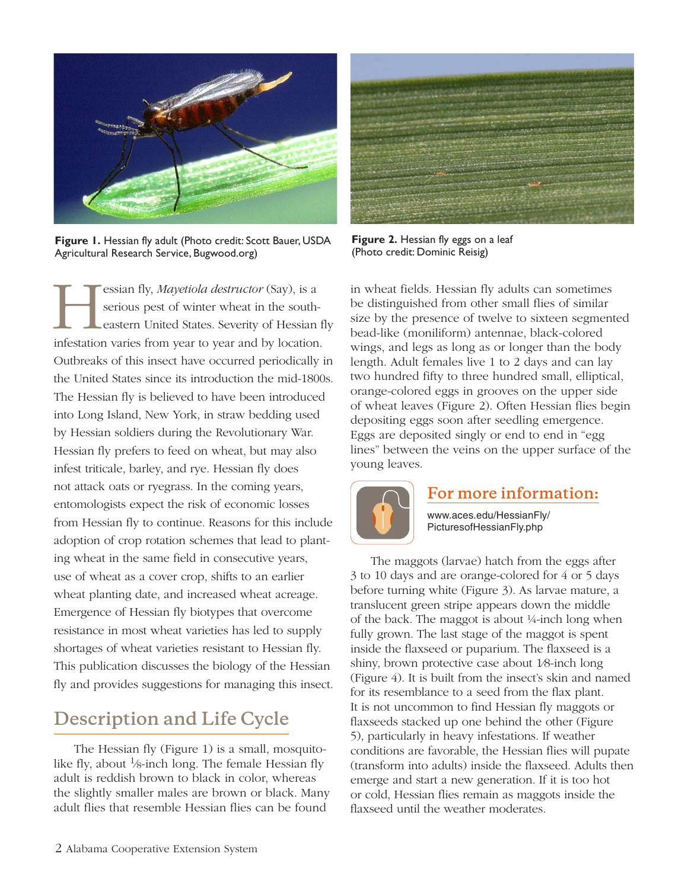**Figure 1.** Hessian fly adult (Photo credit: Scott Bauer, USDA Agricultural Research Service, Bugwood.org)

**Figure 2.** Hessian fly eggs on a leaf (Photo credit: Dominic Reisig)

Hessian fly, *Mayetiola destructor* (Say), is a serious pest of winter wheat in the southeastern United States. Severity of Hessian fly infestation varies from year to year and by location. Outbreaks of this insect have occurred periodically in the United States since its introduction the mid-1800s. The Hessian fly is believed to have been introduced into Long Island, New York, in straw bedding used by Hessian soldiers during the Revolutionary War. Hessian fly prefers to feed on wheat, but may also infest triticale, barley, and rye. Hessian fly does not attack oats or ryegrass. In the coming years, entomologists expect the risk of economic losses from Hessian fly to continue. Reasons for this include adoption of crop rotation schemes that lead to planting wheat in the same field in consecutive years, use of wheat as a cover crop, shifts to an earlier wheat planting date, and increased wheat acreage. Emergence of Hessian fly biotypes that overcome resistance in most wheat varieties has led to supply shortages of wheat varieties resistant to Hessian fly. This publication discusses the biology of the Hessian fly and provides suggestions for managing this insect.

## Description and Life Cycle

The Hessian fly (Figure 1) is a small, mosquito-like fly, about ⅛-inch long. The female Hessian fly adult is reddish brown to black in color, whereas the slightly smaller males are brown or black. Many adult flies that resemble Hessian flies can be found in wheat fields. Hessian fly adults can sometimes be distinguished from other small flies of similar size by the presence of twelve to sixteen segmented bead-like (moniliform) antennae, black-colored wings, and legs as long as or longer than the body length. Adult females live 1 to 2 days and can lay two hundred fifty to three hundred small, elliptical, orange-colored eggs in grooves on the upper side of wheat leaves (Figure 2). Often Hessian flies begin depositing eggs soon after seedling emergence. Eggs are deposited singly or end to end in "egg lines" between the veins on the upper surface of the young leaves.

### For more information:

www.aces.edu/HessianFly/PicturesofHessianFly.php

The maggots (larvae) hatch from the eggs after 3 to 10 days and are orange-colored for 4 or 5 days before turning white (Figure 3). As larvae mature, a translucent green stripe appears down the middle of the back. The maggot is about ¼-inch long when fully grown. The last stage of the maggot is spent inside the flaxseed or puparium. The flaxseed is a shiny, brown protective case about 1⁄8-inch long (Figure 4). It is built from the insect's skin and named for its resemblance to a seed from the flax plant. It is not uncommon to find Hessian fly maggots or flaxseeds stacked up one behind the other (Figure 5), particularly in heavy infestations. If weather conditions are favorable, the Hessian flies will pupate (transform into adults) inside the flaxseed. Adults then emerge and start a new generation. If it is too hot or cold, Hessian flies remain as maggots inside the flaxseed until the weather moderates.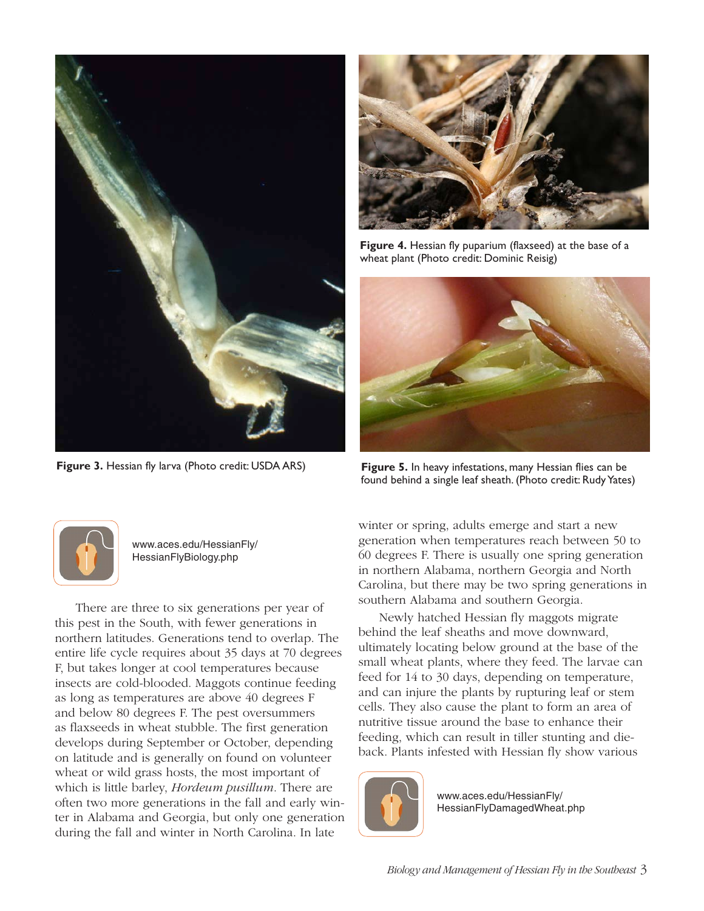**Figure 3.** Hessian fly larva (Photo credit: USDA ARS)

**Figure 4.** Hessian fly puparium (flaxseed) at the base of a wheat plant (Photo credit: Dominic Reisig)

**Figure 5.** In heavy infestations, many Hessian flies can be found behind a single leaf sheath. (Photo credit: Rudy Yates)

www.aces.edu/HessianFly/HessianFlyBiology.php

There are three to six generations per year of this pest in the South, with fewer generations in northern latitudes. Generations tend to overlap. The entire life cycle requires about 35 days at 70 degrees F, but takes longer at cool temperatures because insects are cold-blooded. Maggots continue feeding as long as temperatures are above 40 degrees F and below 80 degrees F. The pest oversummers as flaxseeds in wheat stubble. The first generation develops during September or October, depending on latitude and is generally on found on volunteer wheat or wild grass hosts, the most important of which is little barley, *Hordeum pusillum*. There are often two more generations in the fall and early winter in Alabama and Georgia, but only one generation during the fall and winter in North Carolina. In late winter or spring, adults emerge and start a new generation when temperatures reach between 50 to 60 degrees F. There is usually one spring generation in northern Alabama, northern Georgia and North Carolina, but there may be two spring generations in southern Alabama and southern Georgia.

Newly hatched Hessian fly maggots migrate behind the leaf sheaths and move downward, ultimately locating below ground at the base of the small wheat plants, where they feed. The larvae can feed for 14 to 30 days, depending on temperature, and can injure the plants by rupturing leaf or stem cells. They also cause the plant to form an area of nutritive tissue around the base to enhance their feeding, which can result in tiller stunting and die-back. Plants infested with Hessian fly show various

www.aces.edu/HessianFly/HessianFlyDamagedWheat.php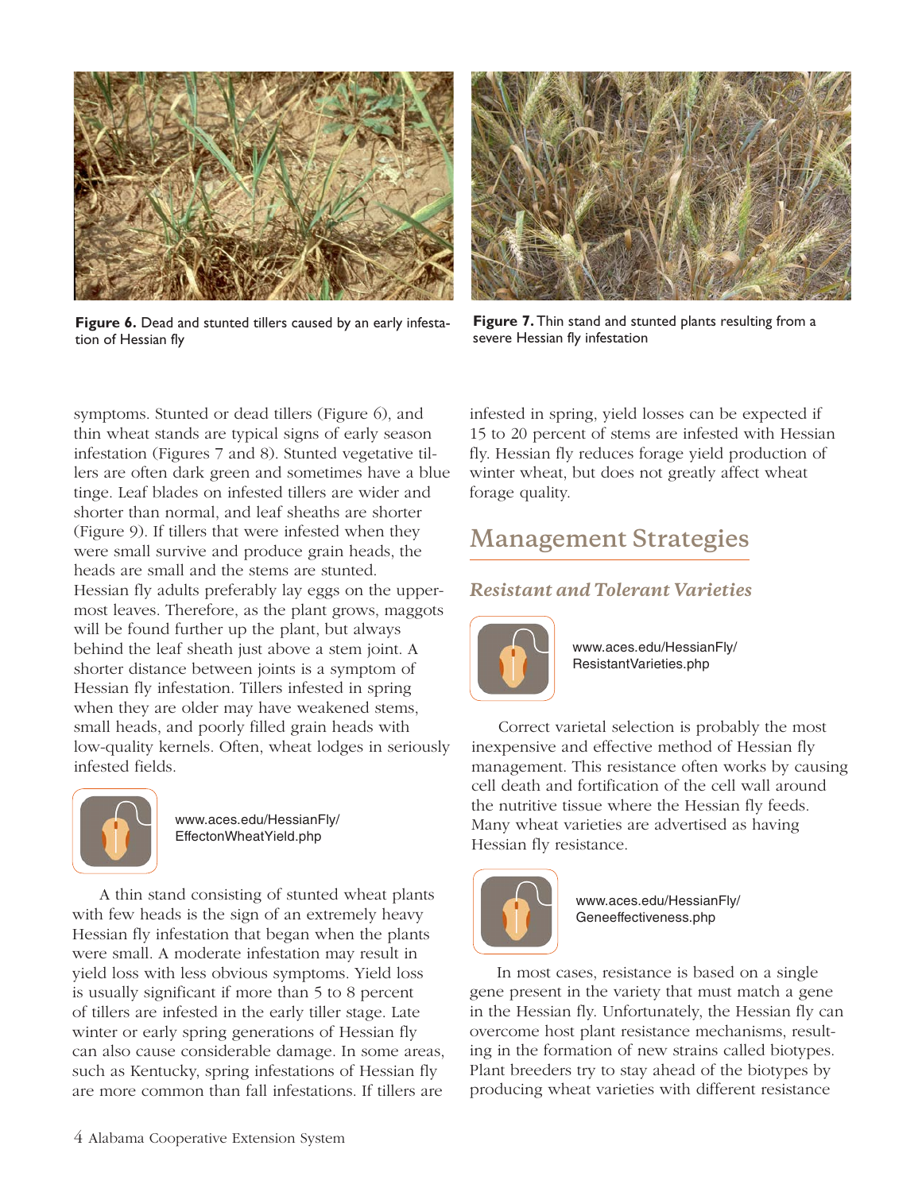**Figure 6.** Dead and stunted tillers caused by an early infestation of Hessian fly

**Figure 7.** Thin stand and stunted plants resulting from a severe Hessian fly infestation

symptoms. Stunted or dead tillers (Figure 6), and thin wheat stands are typical signs of early season infestation (Figures 7 and 8). Stunted vegetative tillers are often dark green and sometimes have a blue tinge. Leaf blades on infested tillers are wider and shorter than normal, and leaf sheaths are shorter (Figure 9). If tillers that were infested when they were small survive and produce grain heads, the heads are small and the stems are stunted. Hessian fly adults preferably lay eggs on the uppermost leaves. Therefore, as the plant grows, maggots will be found further up the plant, but always behind the leaf sheath just above a stem joint. A shorter distance between joints is a symptom of Hessian fly infestation. Tillers infested in spring when they are older may have weakened stems, small heads, and poorly filled grain heads with low-quality kernels. Often, wheat lodges in seriously infested fields.

www.aces.edu/HessianFly/EffectonWheatYield.php

A thin stand consisting of stunted wheat plants with few heads is the sign of an extremely heavy Hessian fly infestation that began when the plants were small. A moderate infestation may result in yield loss with less obvious symptoms. Yield loss is usually significant if more than 5 to 8 percent of tillers are infested in the early tiller stage. Late winter or early spring generations of Hessian fly can also cause considerable damage. In some areas, such as Kentucky, spring infestations of Hessian fly are more common than fall infestations. If tillers are infested in spring, yield losses can be expected if 15 to 20 percent of stems are infested with Hessian fly. Hessian fly reduces forage yield production of winter wheat, but does not greatly affect wheat forage quality.

## Management Strategies

### *Resistant and Tolerant Varieties*

www.aces.edu/HessianFly/ResistantVarieties.php

Correct varietal selection is probably the most inexpensive and effective method of Hessian fly management. This resistance often works by causing cell death and fortification of the cell wall around the nutritive tissue where the Hessian fly feeds. Many wheat varieties are advertised as having Hessian fly resistance.

www.aces.edu/HessianFly/Geneeffectiveness.php

In most cases, resistance is based on a single gene present in the variety that must match a gene in the Hessian fly. Unfortunately, the Hessian fly can overcome host plant resistance mechanisms, resulting in the formation of new strains called biotypes. Plant breeders try to stay ahead of the biotypes by producing wheat varieties with different resistance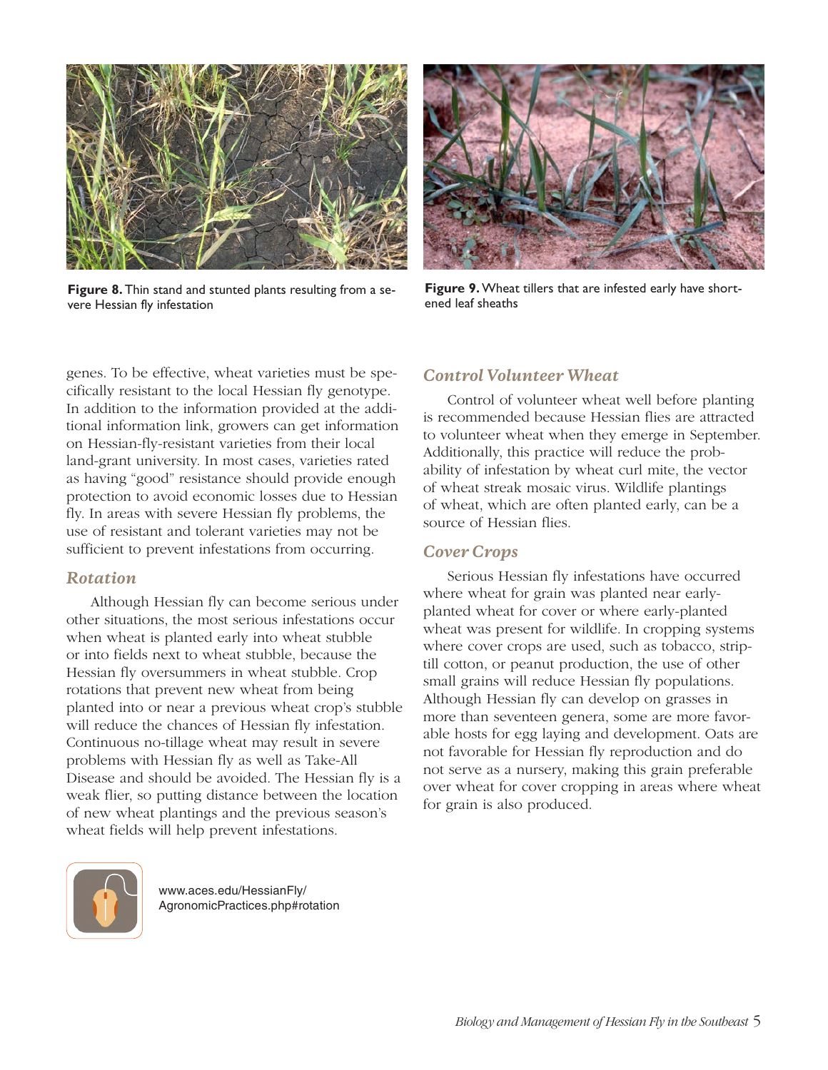**Figure 8.** Thin stand and stunted plants resulting from a severe Hessian fly infestation

**Figure 9.** Wheat tillers that are infested early have shortened leaf sheaths

genes. To be effective, wheat varieties must be specifically resistant to the local Hessian fly genotype. In addition to the information provided at the additional information link, growers can get information on Hessian-fly-resistant varieties from their local land-grant university. In most cases, varieties rated as having "good" resistance should provide enough protection to avoid economic losses due to Hessian fly. In areas with severe Hessian fly problems, the use of resistant and tolerant varieties may not be sufficient to prevent infestations from occurring.

### *Rotation*

Although Hessian fly can become serious under other situations, the most serious infestations occur when wheat is planted early into wheat stubble or into fields next to wheat stubble, because the Hessian fly oversummers in wheat stubble. Crop rotations that prevent new wheat from being planted into or near a previous wheat crop's stubble will reduce the chances of Hessian fly infestation. Continuous no-tillage wheat may result in severe problems with Hessian fly as well as Take-All Disease and should be avoided. The Hessian fly is a weak flier, so putting distance between the location of new wheat plantings and the previous season's wheat fields will help prevent infestations.

www.aces.edu/HessianFly/AgronomicPractices.php#rotation

### *Control Volunteer Wheat*

Control of volunteer wheat well before planting is recommended because Hessian flies are attracted to volunteer wheat when they emerge in September. Additionally, this practice will reduce the probability of infestation by wheat curl mite, the vector of wheat streak mosaic virus. Wildlife plantings of wheat, which are often planted early, can be a source of Hessian flies.

### *Cover Crops*

Serious Hessian fly infestations have occurred where wheat for grain was planted near early-planted wheat for cover or where early-planted wheat was present for wildlife. In cropping systems where cover crops are used, such as tobacco, strip-till cotton, or peanut production, the use of other small grains will reduce Hessian fly populations. Although Hessian fly can develop on grasses in more than seventeen genera, some are more favorable hosts for egg laying and development. Oats are not favorable for Hessian fly reproduction and do not serve as a nursery, making this grain preferable over wheat for cover cropping in areas where wheat for grain is also produced.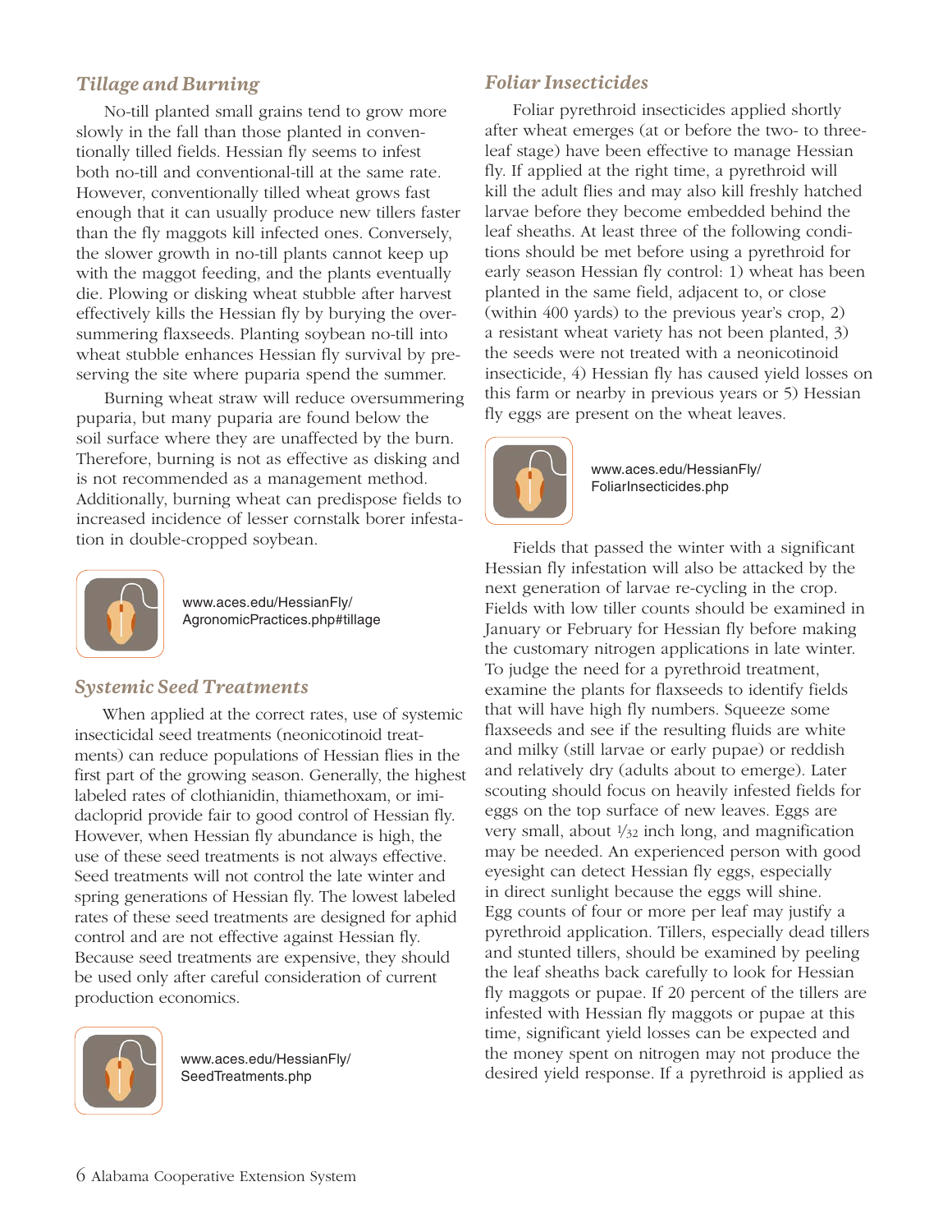### *Tillage and Burning*

No-till planted small grains tend to grow more slowly in the fall than those planted in conventionally tilled fields. Hessian fly seems to infest both no-till and conventional-till at the same rate. However, conventionally tilled wheat grows fast enough that it can usually produce new tillers faster than the fly maggots kill infected ones. Conversely, the slower growth in no-till plants cannot keep up with the maggot feeding, and the plants eventually die. Plowing or disking wheat stubble after harvest effectively kills the Hessian fly by burying the oversummering flaxseeds. Planting soybean no-till into wheat stubble enhances Hessian fly survival by preserving the site where puparia spend the summer.

Burning wheat straw will reduce oversummering puparia, but many puparia are found below the soil surface where they are unaffected by the burn. Therefore, burning is not as effective as disking and is not recommended as a management method. Additionally, burning wheat can predispose fields to increased incidence of lesser cornstalk borer infestation in double-cropped soybean.

www.aces.edu/HessianFly/AgronomicPractices.php#tillage

### *Systemic Seed Treatments*

When applied at the correct rates, use of systemic insecticidal seed treatments (neonicotinoid treatments) can reduce populations of Hessian flies in the first part of the growing season. Generally, the highest labeled rates of clothianidin, thiamethoxam, or imidacloprid provide fair to good control of Hessian fly. However, when Hessian fly abundance is high, the use of these seed treatments is not always effective. Seed treatments will not control the late winter and spring generations of Hessian fly. The lowest labeled rates of these seed treatments are designed for aphid control and are not effective against Hessian fly. Because seed treatments are expensive, they should be used only after careful consideration of current production economics.

www.aces.edu/HessianFly/SeedTreatments.php

### *Foliar Insecticides*

Foliar pyrethroid insecticides applied shortly after wheat emerges (at or before the two- to three-leaf stage) have been effective to manage Hessian fly. If applied at the right time, a pyrethroid will kill the adult flies and may also kill freshly hatched larvae before they become embedded behind the leaf sheaths. At least three of the following conditions should be met before using a pyrethroid for early season Hessian fly control: 1) wheat has been planted in the same field, adjacent to, or close (within 400 yards) to the previous year's crop, 2) a resistant wheat variety has not been planted, 3) the seeds were not treated with a neonicotinoid insecticide, 4) Hessian fly has caused yield losses on this farm or nearby in previous years or 5) Hessian fly eggs are present on the wheat leaves.

www.aces.edu/HessianFly/FoliarInsecticides.php

Fields that passed the winter with a significant Hessian fly infestation will also be attacked by the next generation of larvae re-cycling in the crop. Fields with low tiller counts should be examined in January or February for Hessian fly before making the customary nitrogen applications in late winter. To judge the need for a pyrethroid treatment, examine the plants for flaxseeds to identify fields that will have high fly numbers. Squeeze some flaxseeds and see if the resulting fluids are white and milky (still larvae or early pupae) or reddish and relatively dry (adults about to emerge). Later scouting should focus on heavily infested fields for eggs on the top surface of new leaves. Eggs are very small, about 1⁄32 inch long, and magnification may be needed. An experienced person with good eyesight can detect Hessian fly eggs, especially in direct sunlight because the eggs will shine. Egg counts of four or more per leaf may justify a pyrethroid application. Tillers, especially dead tillers and stunted tillers, should be examined by peeling the leaf sheaths back carefully to look for Hessian fly maggots or pupae. If 20 percent of the tillers are infested with Hessian fly maggots or pupae at this time, significant yield losses can be expected and the money spent on nitrogen may not produce the desired yield response. If a pyrethroid is applied as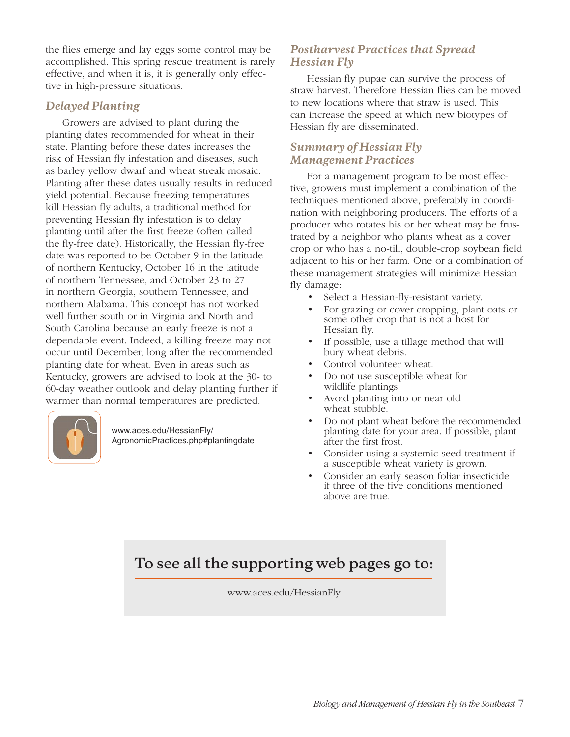the flies emerge and lay eggs some control may be accomplished. This spring rescue treatment is rarely effective, and when it is, it is generally only effective in high-pressure situations.

### *Delayed Planting*

Growers are advised to plant during the planting dates recommended for wheat in their state. Planting before these dates increases the risk of Hessian fly infestation and diseases, such as barley yellow dwarf and wheat streak mosaic. Planting after these dates usually results in reduced yield potential. Because freezing temperatures kill Hessian fly adults, a traditional method for preventing Hessian fly infestation is to delay planting until after the first freeze (often called the fly-free date). Historically, the Hessian fly-free date was reported to be October 9 in the latitude of northern Kentucky, October 16 in the latitude of northern Tennessee, and October 23 to 27 in northern Georgia, southern Tennessee, and northern Alabama. This concept has not worked well further south or in Virginia and North and South Carolina because an early freeze is not a dependable event. Indeed, a killing freeze may not occur until December, long after the recommended planting date for wheat. Even in areas such as Kentucky, growers are advised to look at the 30- to 60-day weather outlook and delay planting further if warmer than normal temperatures are predicted.

www.aces.edu/HessianFly/AgronomicPractices.php#plantingdate

### *Postharvest Practices that Spread Hessian Fly*

Hessian fly pupae can survive the process of straw harvest. Therefore Hessian flies can be moved to new locations where that straw is used. This can increase the speed at which new biotypes of Hessian fly are disseminated.

### *Summary of Hessian Fly Management Practices*

For a management program to be most effective, growers must implement a combination of the techniques mentioned above, preferably in coordination with neighboring producers. The efforts of a producer who rotates his or her wheat may be frustrated by a neighbor who plants wheat as a cover crop or who has a no-till, double-crop soybean field adjacent to his or her farm. One or a combination of these management strategies will minimize Hessian fly damage:

- Select a Hessian-fly-resistant variety.
- For grazing or cover cropping, plant oats or some other crop that is not a host for Hessian fly.
- If possible, use a tillage method that will bury wheat debris.
- Control volunteer wheat.
- Do not use susceptible wheat for wildlife plantings.
- Avoid planting into or near old wheat stubble.
- Do not plant wheat before the recommended planting date for your area. If possible, plant after the first frost.
- Consider using a systemic seed treatment if a susceptible wheat variety is grown.
- Consider an early season foliar insecticide if three of the five conditions mentioned above are true.

## To see all the supporting web pages go to:

www.aces.edu/HessianFly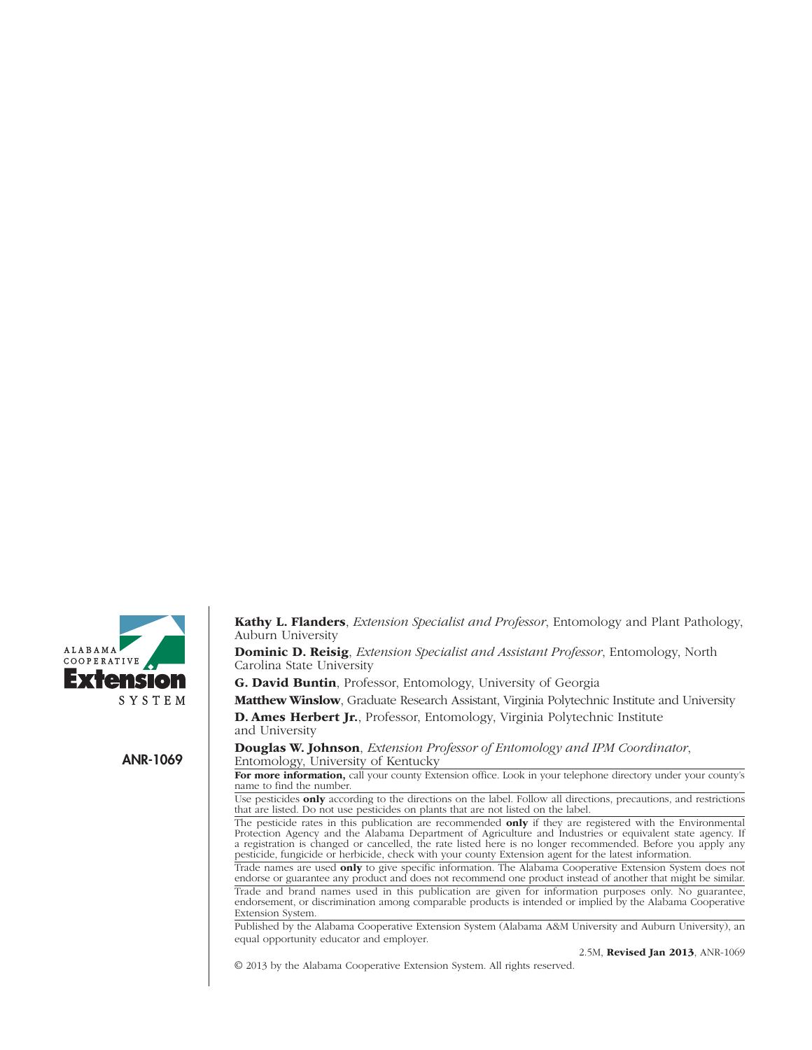ALABAMA COOPERATIVE **Extension** SYSTEM

**ANR-1069**

**Kathy L. Flanders**, *Extension Specialist and Professor*, Entomology and Plant Pathology, Auburn University

**Dominic D. Reisig**, *Extension Specialist and Assistant Professor*, Entomology, North Carolina State University

**G. David Buntin**, Professor, Entomology, University of Georgia

**Matthew Winslow**, Graduate Research Assistant, Virginia Polytechnic Institute and University

**D. Ames Herbert Jr.**, Professor, Entomology, Virginia Polytechnic Institute and University

**Douglas W. Johnson**, *Extension Professor of Entomology and IPM Coordinator*, Entomology, University of Kentucky

**For more information,** call your county Extension office. Look in your telephone directory under your county's name to find the number.

Use pesticides **only** according to the directions on the label. Follow all directions, precautions, and restrictions that are listed. Do not use pesticides on plants that are not listed on the label.

The pesticide rates in this publication are recommended **only** if they are registered with the Environmental Protection Agency and the Alabama Department of Agriculture and Industries or equivalent state agency. If a registration is changed or cancelled, the rate listed here is no longer recommended. Before you apply any pesticide, fungicide or herbicide, check with your county Extension agent for the latest information.

Trade names are used **only** to give specific information. The Alabama Cooperative Extension System does not endorse or guarantee any product and does not recommend one product instead of another that might be similar.

Trade and brand names used in this publication are given for information purposes only. No guarantee, endorsement, or discrimination among comparable products is intended or implied by the Alabama Cooperative Extension System.

Published by the Alabama Cooperative Extension System (Alabama A&M University and Auburn University), an equal opportunity educator and employer.

2.5M, **Revised Jan 2013**, ANR-1069

© 2013 by the Alabama Cooperative Extension System. All rights reserved.